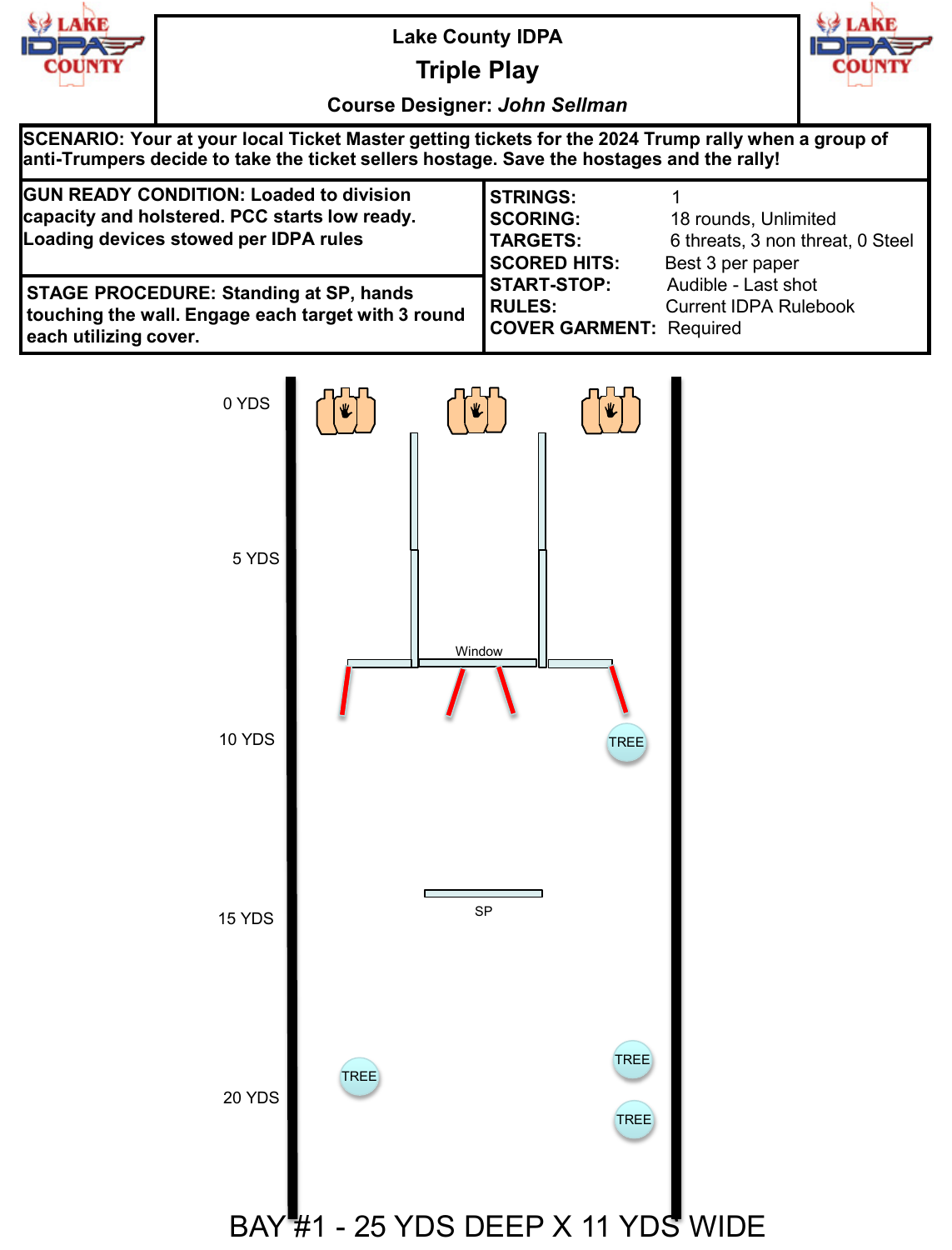# Lake County IDPA

## Triple Play

**Course Designer:** ***John Sellman***

**SCENARIO: Your at your local Ticket Master getting tickets for the 2024 Trump rally when a group of anti-Trumpers decide to take the ticket sellers hostage. Save the hostages and the rally!**

**GUN READY CONDITION: Loaded to division capacity and holstered. PCC starts low ready. Loading devices stowed per IDPA rules**

**STAGE PROCEDURE: Standing at SP, hands touching the wall. Engage each target with 3 round each utilizing cover.**

| | |
|---|---|
| **STRINGS:** | 1 |
| **SCORING:** | 18 rounds, Unlimited |
| **TARGETS:** | 6 threats, 3 non threat, 0 Steel |
| **SCORED HITS:** | Best 3 per paper |
| **START-STOP:** | Audible - Last shot |
| **RULES:** | Current IDPA Rulebook |
| **COVER GARMENT:** | Required |

0 YDS

5 YDS

Window

10 YDS

TREE

15 YDS

SP

20 YDS

TREE

TREE

TREE

BAY #1 - 25 YDS DEEP X 11 YDS WIDE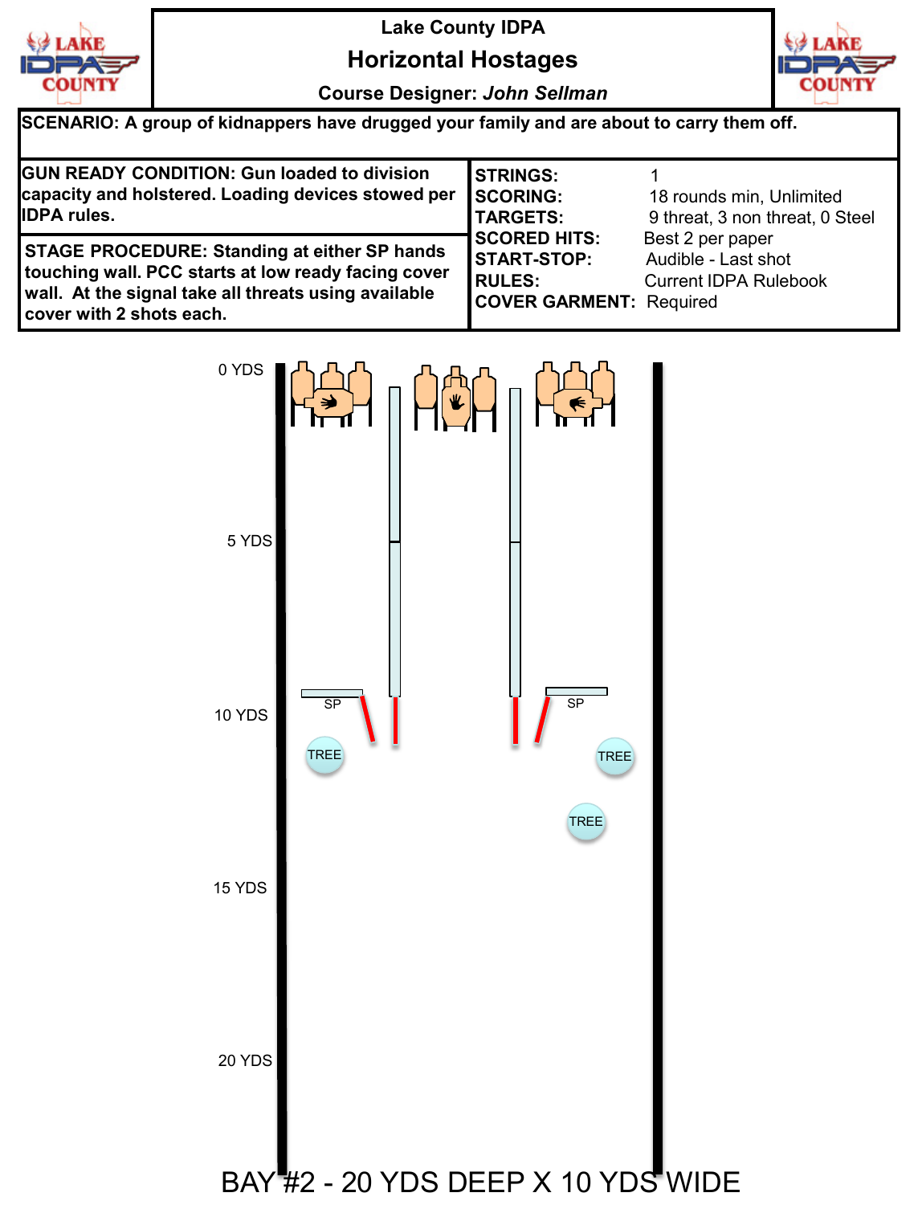# Lake County IDPA

## Horizontal Hostages

**Course Designer:** *John Sellman*

**SCENARIO:** A group of kidnappers have drugged your family and are about to carry them off.

**GUN READY CONDITION:** Gun loaded to division capacity and holstered. Loading devices stowed per IDPA rules.

**STAGE PROCEDURE:** Standing at either SP hands touching wall. PCC starts at low ready facing cover wall. At the signal take all threats using available cover with 2 shots each.

| | |
|---|---|
| **STRINGS:** | 1 |
| **SCORING:** | 18 rounds min, Unlimited |
| **TARGETS:** | 9 threat, 3 non threat, 0 Steel |
| **SCORED HITS:** | Best 2 per paper |
| **START-STOP:** | Audible - Last shot |
| **RULES:** | Current IDPA Rulebook |
| **COVER GARMENT:** | Required |

0 YDS

5 YDS

SP

SP

10 YDS

TREE

TREE

TREE

15 YDS

20 YDS

BAY #2 - 20 YDS DEEP X 10 YDS WIDE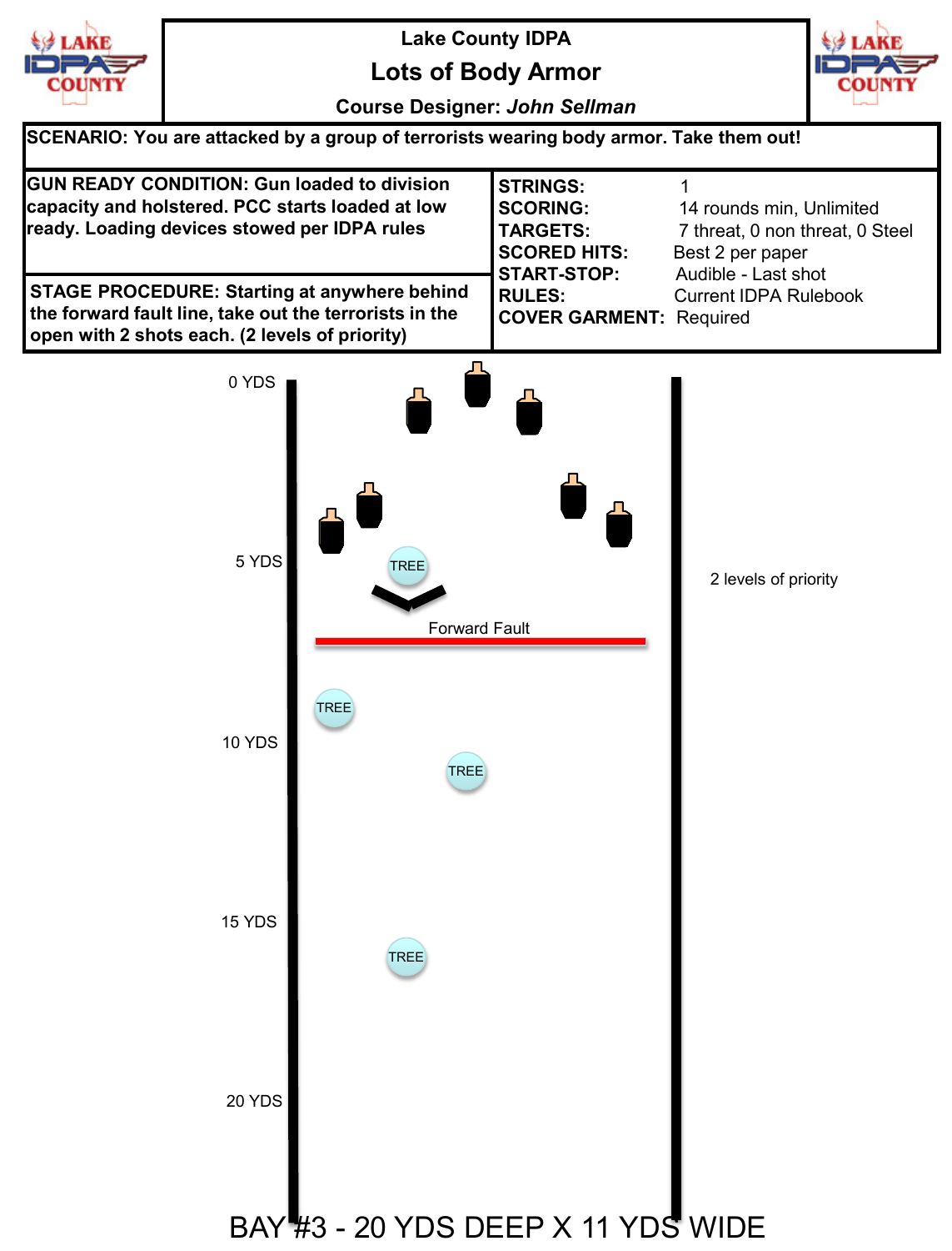# Lake County IDPA

## Lots of Body Armor

**Course Designer:** *John Sellman*

**SCENARIO: You are attacked by a group of terrorists wearing body armor. Take them out!**

**GUN READY CONDITION: Gun loaded to division capacity and holstered. PCC starts loaded at low ready. Loading devices stowed per IDPA rules**

**STAGE PROCEDURE: Starting at anywhere behind the forward fault line, take out the terrorists in the open with 2 shots each. (2 levels of priority)**

| | |
|---|---|
| **STRINGS:** | 1 |
| **SCORING:** | 14 rounds min, Unlimited |
| **TARGETS:** | 7 threat, 0 non threat, 0 Steel |
| **SCORED HITS:** | Best 2 per paper |
| **START-STOP:** | Audible - Last shot |
| **RULES:** | Current IDPA Rulebook |
| **COVER GARMENT:** | Required |

0 YDS

5 YDS

TREE

Forward Fault

TREE

10 YDS

TREE

15 YDS

TREE

20 YDS

2 levels of priority

BAY #3 - 20 YDS DEEP X 11 YDS WIDE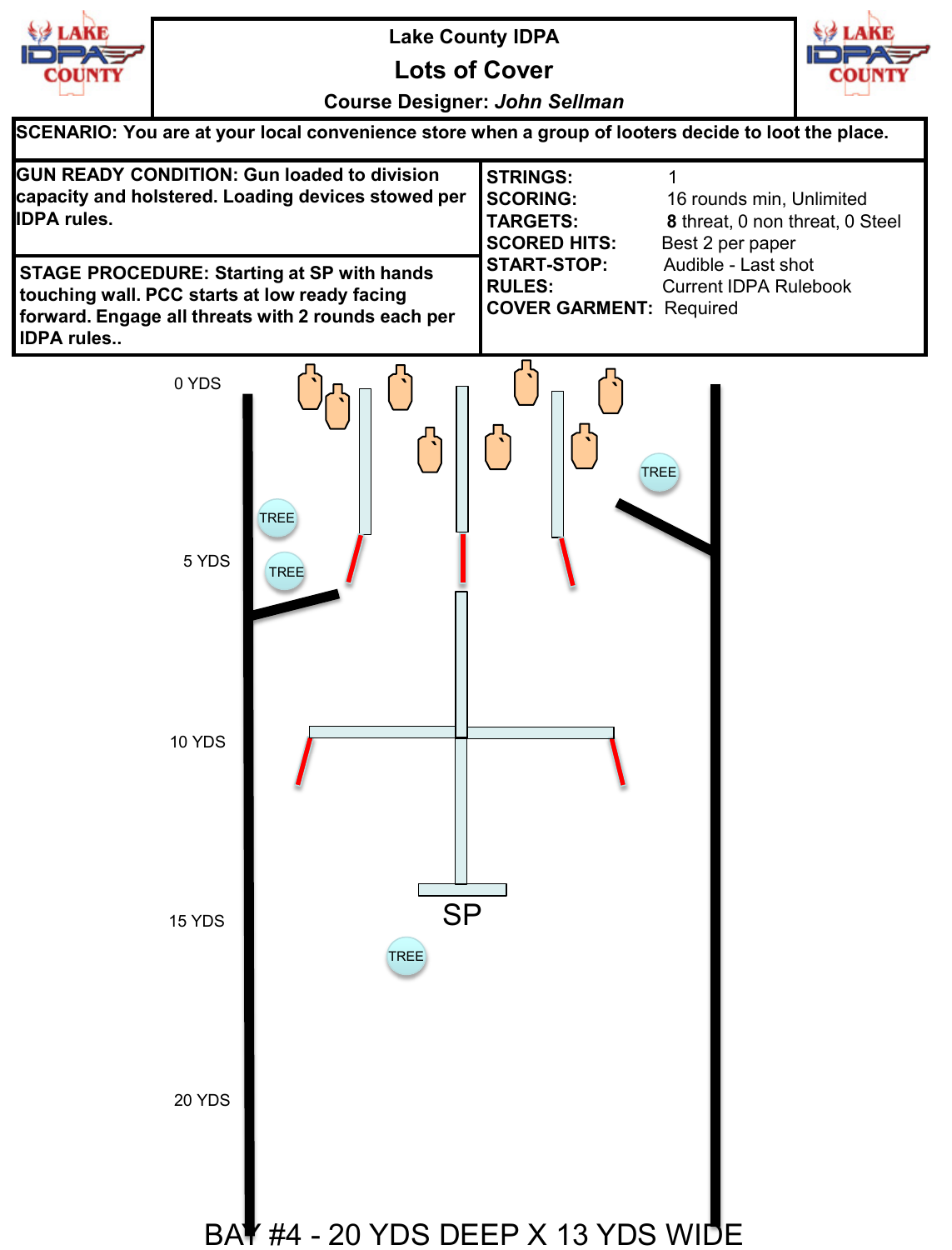# Lake County IDPA

## Lots of Cover

**Course Designer:** *John Sellman*

**SCENARIO:** You are at your local convenience store when a group of looters decide to loot the place.

**GUN READY CONDITION:** Gun loaded to division capacity and holstered. Loading devices stowed per IDPA rules.

**STAGE PROCEDURE:** Starting at SP with hands touching wall. PCC starts at low ready facing forward. Engage all threats with 2 rounds each per IDPA rules..

| | |
|---|---|
| **STRINGS:** | 1 |
| **SCORING:** | 16 rounds min, Unlimited |
| **TARGETS:** | **8** threat, 0 non threat, 0 Steel |
| **SCORED HITS:** | Best 2 per paper |
| **START-STOP:** | Audible - Last shot |
| **RULES:** | Current IDPA Rulebook |
| **COVER GARMENT:** | Required |

0 YDS

TREE

5 YDS

TREE

TREE

10 YDS

SP

15 YDS

TREE

20 YDS

BAY #4 - 20 YDS DEEP X 13 YDS WIDE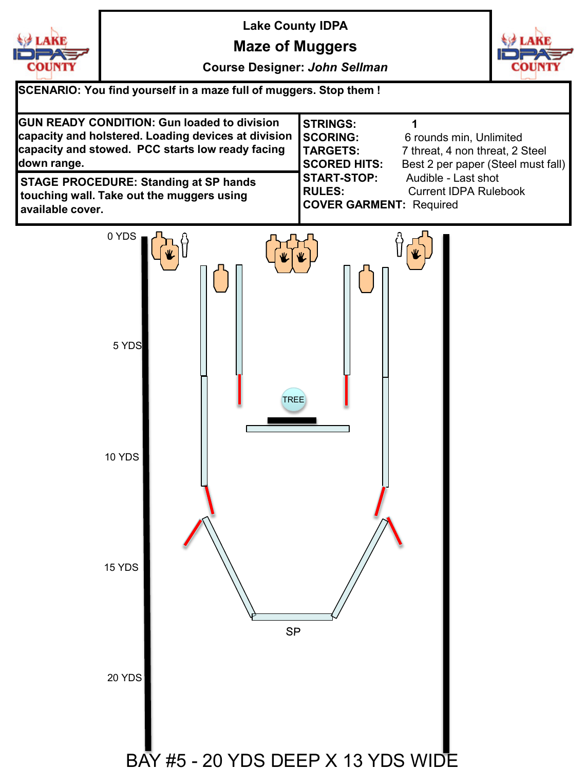# Lake County IDPA

## Maze of Muggers

Course Designer: *John Sellman*

**SCENARIO: You find yourself in a maze full of muggers. Stop them !**

**GUN READY CONDITION: Gun loaded to division capacity and holstered. Loading devices at division capacity and stowed. PCC starts low ready facing down range.**

**STAGE PROCEDURE: Standing at SP hands touching wall. Take out the muggers using available cover.**

| | |
|---|---|
| **STRINGS:** | 1 |
| **SCORING:** | 6 rounds min, Unlimited |
| **TARGETS:** | 7 threat, 4 non threat, 2 Steel |
| **SCORED HITS:** | Best 2 per paper (Steel must fall) |
| **START-STOP:** | Audible - Last shot |
| **RULES:** | Current IDPA Rulebook |
| **COVER GARMENT:** | Required |

0 YDS

5 YDS

TREE

10 YDS

15 YDS

SP

20 YDS

BAY #5 - 20 YDS DEEP X 13 YDS WIDE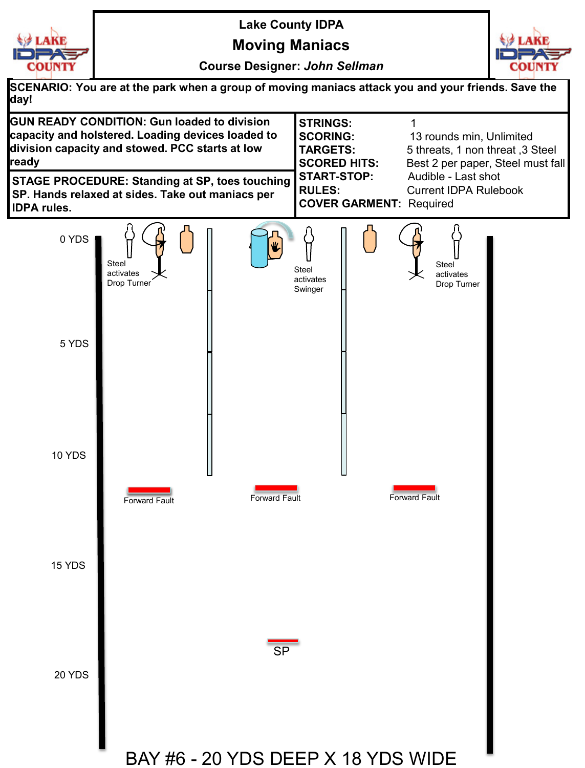# Lake County IDPA

## Moving Maniacs

**Course Designer:** *John Sellman*

**SCENARIO:** You are at the park when a group of moving maniacs attack you and your friends. Save the day!

**GUN READY CONDITION:** Gun loaded to division capacity and holstered. Loading devices loaded to division capacity and stowed. PCC starts at low ready

**STAGE PROCEDURE:** Standing at SP, toes touching SP. Hands relaxed at sides. Take out maniacs per IDPA rules.

| | |
|---|---|
| **STRINGS:** | 1 |
| **SCORING:** | 13 rounds min, Unlimited |
| **TARGETS:** | 5 threats, 1 non threat ,3 Steel |
| **SCORED HITS:** | Best 2 per paper, Steel must fall |
| **START-STOP:** | Audible - Last shot |
| **RULES:** | Current IDPA Rulebook |
| **COVER GARMENT:** | Required |

0 YDS

Steel activates Drop Turner

Steel activates Swinger

Steel activates Drop Turner

5 YDS

10 YDS

Forward Fault

Forward Fault

Forward Fault

15 YDS

SP

20 YDS

BAY #6 - 20 YDS DEEP X 18 YDS WIDE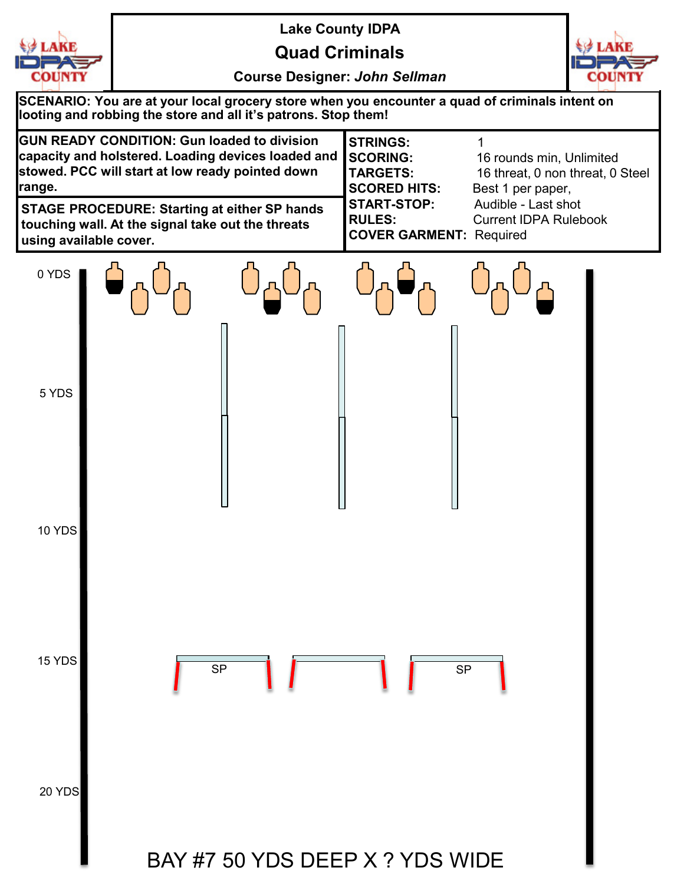# Lake County IDPA

## Quad Criminals

Course Designer: *John Sellman*

**SCENARIO: You are at your local grocery store when you encounter a quad of criminals intent on looting and robbing the store and all it's patrons. Stop them!**

**GUN READY CONDITION: Gun loaded to division capacity and holstered. Loading devices loaded and stowed. PCC will start at low ready pointed down range.**

**STAGE PROCEDURE: Starting at either SP hands touching wall. At the signal take out the threats using available cover.**

| | |
|---|---|
| **STRINGS:** | 1 |
| **SCORING:** | 16 rounds min, Unlimited |
| **TARGETS:** | 16 threat, 0 non threat, 0 Steel |
| **SCORED HITS:** | Best 1 per paper, |
| **START-STOP:** | Audible - Last shot |
| **RULES:** | Current IDPA Rulebook |
| **COVER GARMENT:** | Required |

0 YDS

5 YDS

10 YDS

15 YDS

SP

SP

20 YDS

BAY #7 50 YDS DEEP X ? YDS WIDE